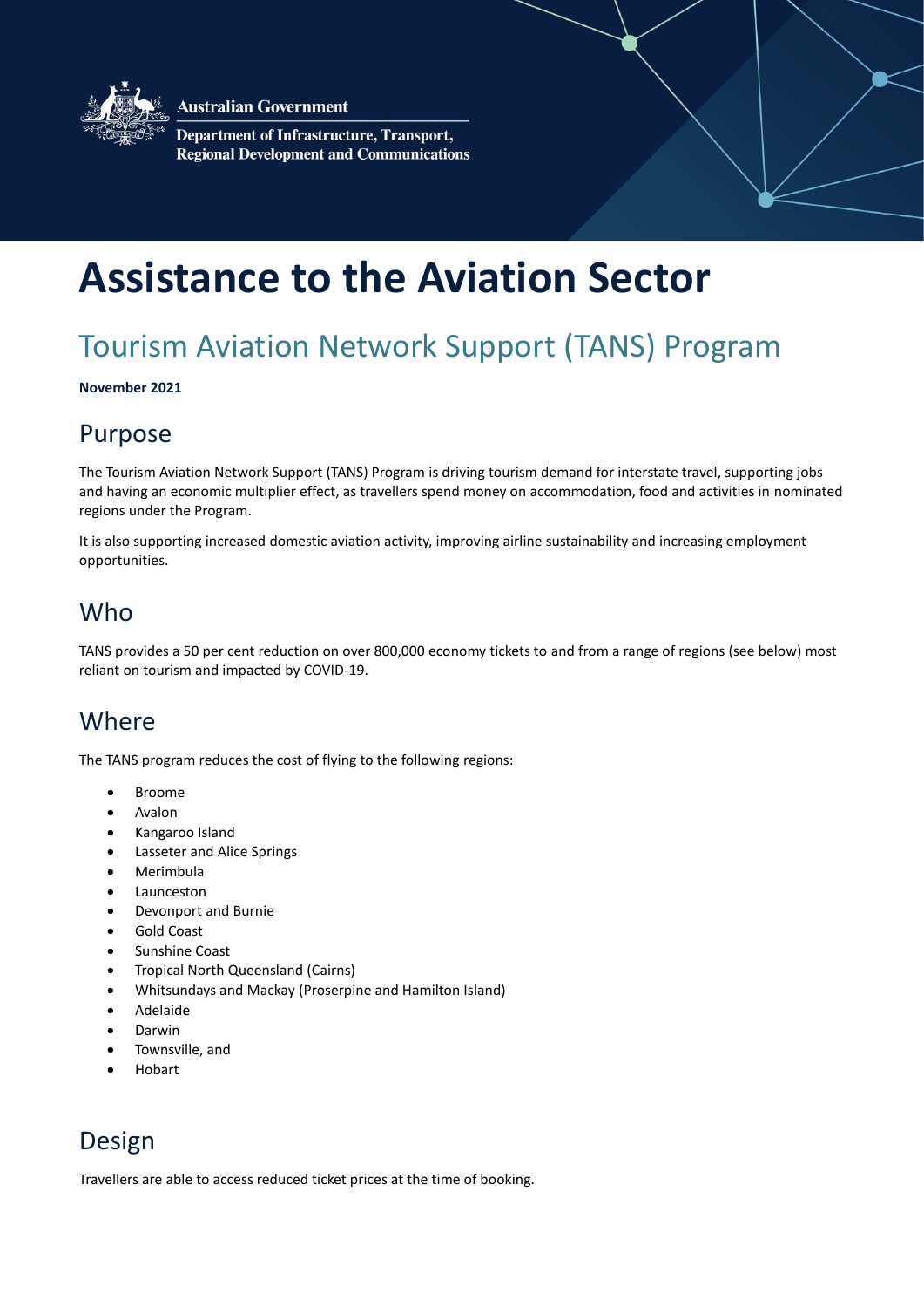Australian Government

Department of Infrastructure, Transport, Regional Development and Communications

# Assistance to the Aviation Sector

## Tourism Aviation Network Support (TANS) Program

**November 2021**

## Purpose

The Tourism Aviation Network Support (TANS) Program is driving tourism demand for interstate travel, supporting jobs and having an economic multiplier effect, as travellers spend money on accommodation, food and activities in nominated regions under the Program.

It is also supporting increased domestic aviation activity, improving airline sustainability and increasing employment opportunities.

## Who

TANS provides a 50 per cent reduction on over 800,000 economy tickets to and from a range of regions (see below) most reliant on tourism and impacted by COVID-19.

## Where

The TANS program reduces the cost of flying to the following regions:

- Broome
- Avalon
- Kangaroo Island
- Lasseter and Alice Springs
- Merimbula
- Launceston
- Devonport and Burnie
- Gold Coast
- Sunshine Coast
- Tropical North Queensland (Cairns)
- Whitsundays and Mackay (Proserpine and Hamilton Island)
- Adelaide
- Darwin
- Townsville, and
- Hobart

## Design

Travellers are able to access reduced ticket prices at the time of booking.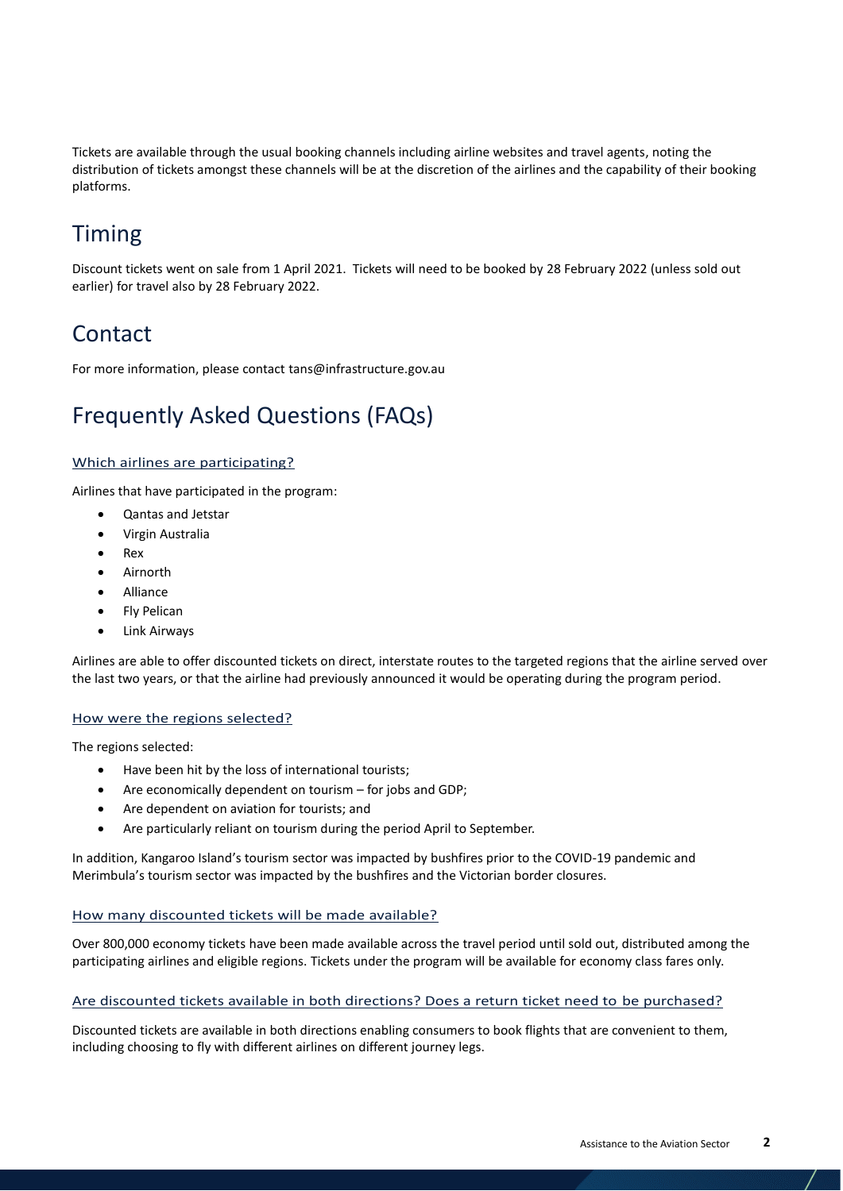Tickets are available through the usual booking channels including airline websites and travel agents, noting the distribution of tickets amongst these channels will be at the discretion of the airlines and the capability of their booking platforms.

## Timing

Discount tickets went on sale from 1 April 2021. Tickets will need to be booked by 28 February 2022 (unless sold out earlier) for travel also by 28 February 2022.

## Contact

For more information, please contact tans@infrastructure.gov.au

## Frequently Asked Questions (FAQs)

### Which airlines are participating?

Airlines that have participated in the program:

- Qantas and Jetstar
- Virgin Australia
- Rex
- Airnorth
- Alliance
- Fly Pelican
- Link Airways

Airlines are able to offer discounted tickets on direct, interstate routes to the targeted regions that the airline served over the last two years, or that the airline had previously announced it would be operating during the program period.

### How were the regions selected?

The regions selected:

- Have been hit by the loss of international tourists;
- Are economically dependent on tourism – for jobs and GDP;
- Are dependent on aviation for tourists; and
- Are particularly reliant on tourism during the period April to September.

In addition, Kangaroo Island's tourism sector was impacted by bushfires prior to the COVID-19 pandemic and Merimbula's tourism sector was impacted by the bushfires and the Victorian border closures.

### How many discounted tickets will be made available?

Over 800,000 economy tickets have been made available across the travel period until sold out, distributed among the participating airlines and eligible regions. Tickets under the program will be available for economy class fares only.

### Are discounted tickets available in both directions? Does a return ticket need to be purchased?

Discounted tickets are available in both directions enabling consumers to book flights that are convenient to them, including choosing to fly with different airlines on different journey legs.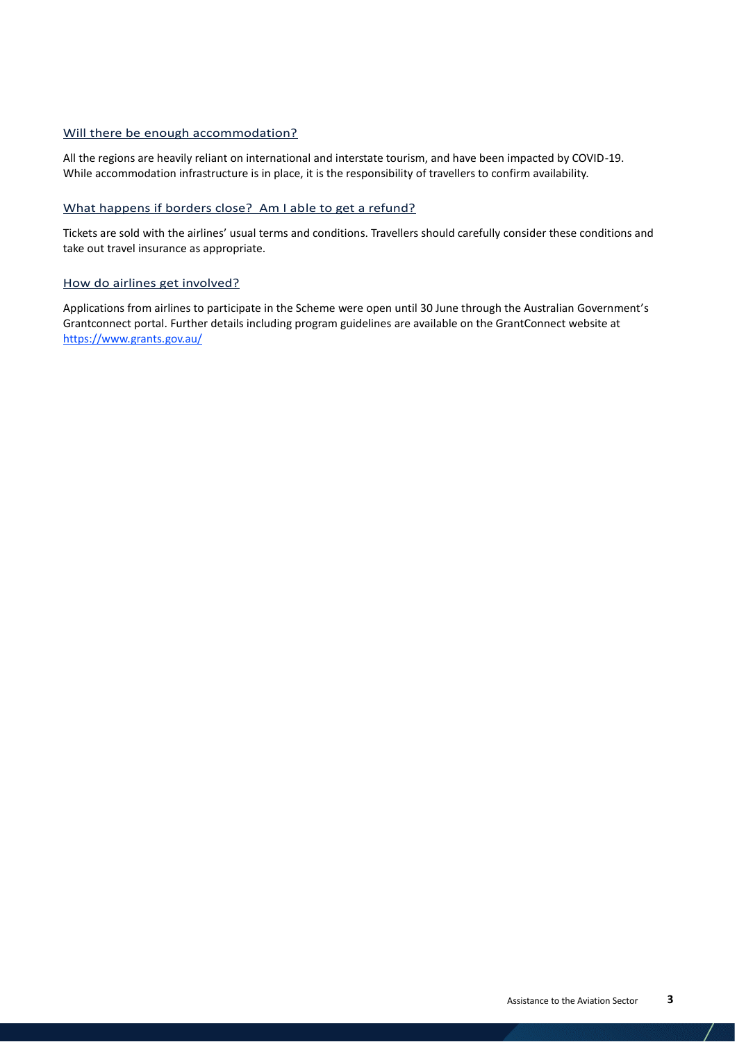### Will there be enough accommodation?

All the regions are heavily reliant on international and interstate tourism, and have been impacted by COVID-19. While accommodation infrastructure is in place, it is the responsibility of travellers to confirm availability.

### What happens if borders close? Am I able to get a refund?

Tickets are sold with the airlines' usual terms and conditions. Travellers should carefully consider these conditions and take out travel insurance as appropriate.

### How do airlines get involved?

Applications from airlines to participate in the Scheme were open until 30 June through the Australian Government's Grantconnect portal. Further details including program guidelines are available on the GrantConnect website at [https://www.grants.gov.au/](https://www.grants.gov.au/)